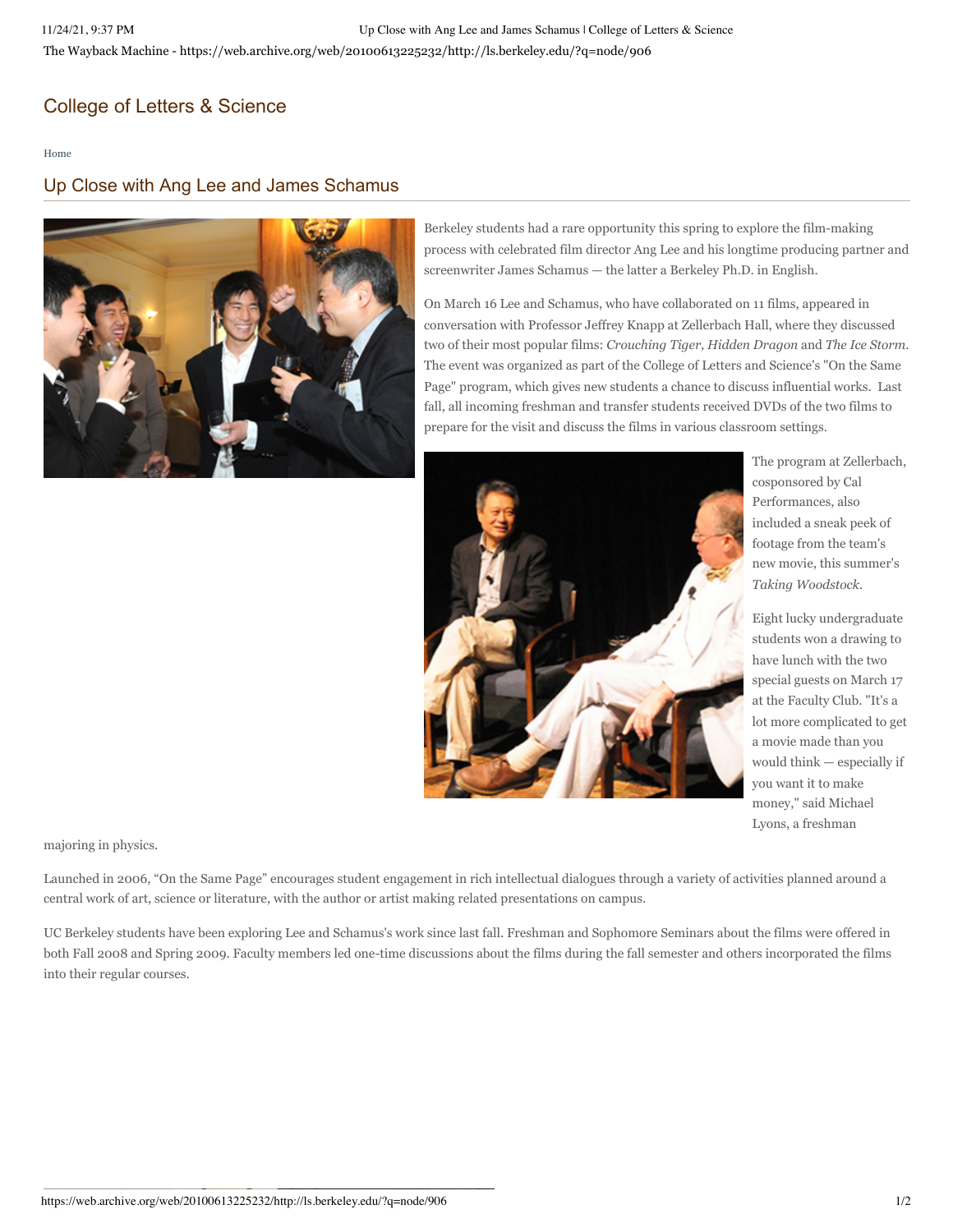College of Letters & Science

Home

# Up Close with Ang Lee and James Schamus

Berkeley students had a rare opportunity this spring to explore the film-making process with celebrated film director Ang Lee and his longtime producing partner and screenwriter James Schamus — the latter a Berkeley Ph.D. in English.

On March 16 Lee and Schamus, who have collaborated on 11 films, appeared in conversation with Professor Jeffrey Knapp at Zellerbach Hall, where they discussed two of their most popular films: *Crouching Tiger, Hidden Dragon* and *The Ice Storm*. The event was organized as part of the College of Letters and Science's "On the Same Page" program, which gives new students a chance to discuss influential works. Last fall, all incoming freshman and transfer students received DVDs of the two films to prepare for the visit and discuss the films in various classroom settings.

The program at Zellerbach, cosponsored by Cal Performances, also included a sneak peek of footage from the team's new movie, this summer's *Taking Woodstock*.

Eight lucky undergraduate students won a drawing to have lunch with the two special guests on March 17 at the Faculty Club. "It's a lot more complicated to get a movie made than you would think — especially if you want it to make money," said Michael Lyons, a freshman majoring in physics.

Launched in 2006, "On the Same Page" encourages student engagement in rich intellectual dialogues through a variety of activities planned around a central work of art, science or literature, with the author or artist making related presentations on campus.

UC Berkeley students have been exploring Lee and Schamus's work since last fall. Freshman and Sophomore Seminars about the films were offered in both Fall 2008 and Spring 2009. Faculty members led one-time discussions about the films during the fall semester and others incorporated the films into their regular courses.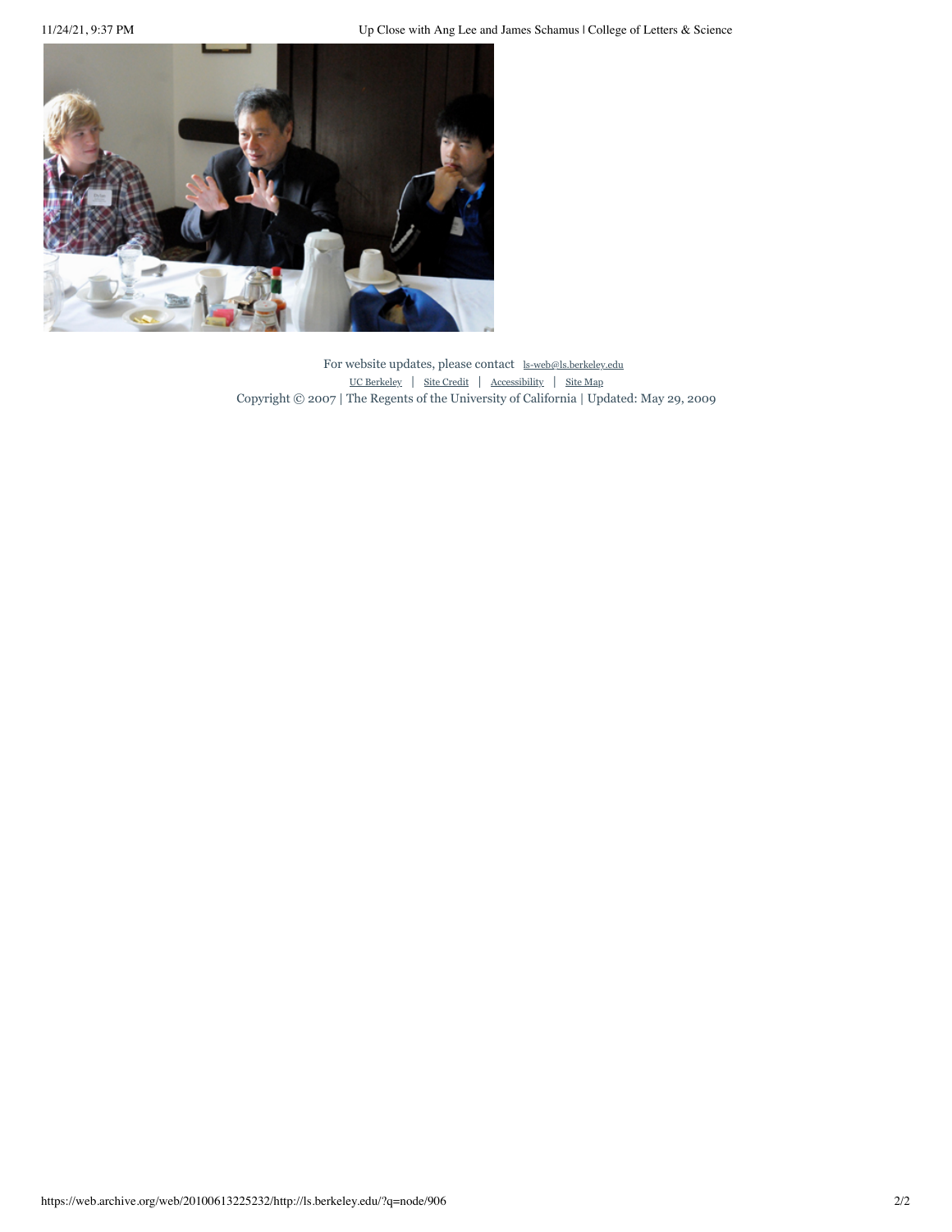For website updates, please contact ls-web@ls.berkeley.edu

UC Berkeley | Site Credit | Accessibility | Site Map

Copyright © 2007 | The Regents of the University of California | Updated: May 29, 2009